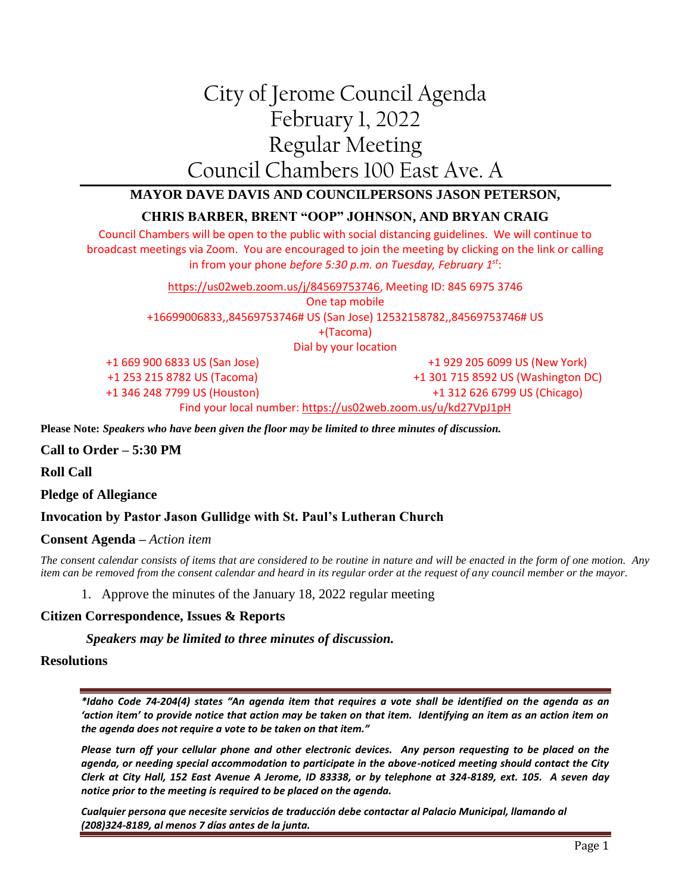# City of Jerome Council Agenda
# February 1, 2022
# Regular Meeting
# Council Chambers 100 East Ave. A

**MAYOR DAVE DAVIS AND COUNCILPERSONS JASON PETERSON,**

**CHRIS BARBER, BRENT "OOP" JOHNSON, AND BRYAN CRAIG**

Council Chambers will be open to the public with social distancing guidelines. We will continue to broadcast meetings via Zoom. You are encouraged to join the meeting by clicking on the link or calling in from your phone *before 5:30 p.m. on Tuesday, February 1st*:

https://us02web.zoom.us/j/84569753746, Meeting ID: 845 6975 3746

One tap mobile

+16699006833,,84569753746# US (San Jose) 12532158782,,84569753746# US +(Tacoma)

Dial by your location

+1 669 900 6833 US (San Jose)
+1 253 215 8782 US (Tacoma)
+1 346 248 7799 US (Houston)
+1 929 205 6099 US (New York)
+1 301 715 8592 US (Washington DC)
+1 312 626 6799 US (Chicago)

Find your local number: https://us02web.zoom.us/u/kd27VpJ1pH

**Please Note:** ***Speakers who have been given the floor may be limited to three minutes of discussion.***

## Call to Order – 5:30 PM

## Roll Call

## Pledge of Allegiance

## Invocation by Pastor Jason Gullidge with St. Paul's Lutheran Church

## Consent Agenda – *Action item*

*The consent calendar consists of items that are considered to be routine in nature and will be enacted in the form of one motion. Any item can be removed from the consent calendar and heard in its regular order at the request of any council member or the mayor.*

1. Approve the minutes of the January 18, 2022 regular meeting

## Citizen Correspondence, Issues & Reports

***Speakers may be limited to three minutes of discussion.***

## Resolutions

***\*Idaho Code 74-204(4) states "An agenda item that requires a vote shall be identified on the agenda as an 'action item' to provide notice that action may be taken on that item. Identifying an item as an action item on the agenda does not require a vote to be taken on that item."***

***Please turn off your cellular phone and other electronic devices. Any person requesting to be placed on the agenda, or needing special accommodation to participate in the above-noticed meeting should contact the City Clerk at City Hall, 152 East Avenue A Jerome, ID 83338, or by telephone at 324-8189, ext. 105. A seven day notice prior to the meeting is required to be placed on the agenda.***

***Cualquier persona que necesite servicios de traducción debe contactar al Palacio Municipal, llamando al (208)324-8189, al menos 7 días antes de la junta.***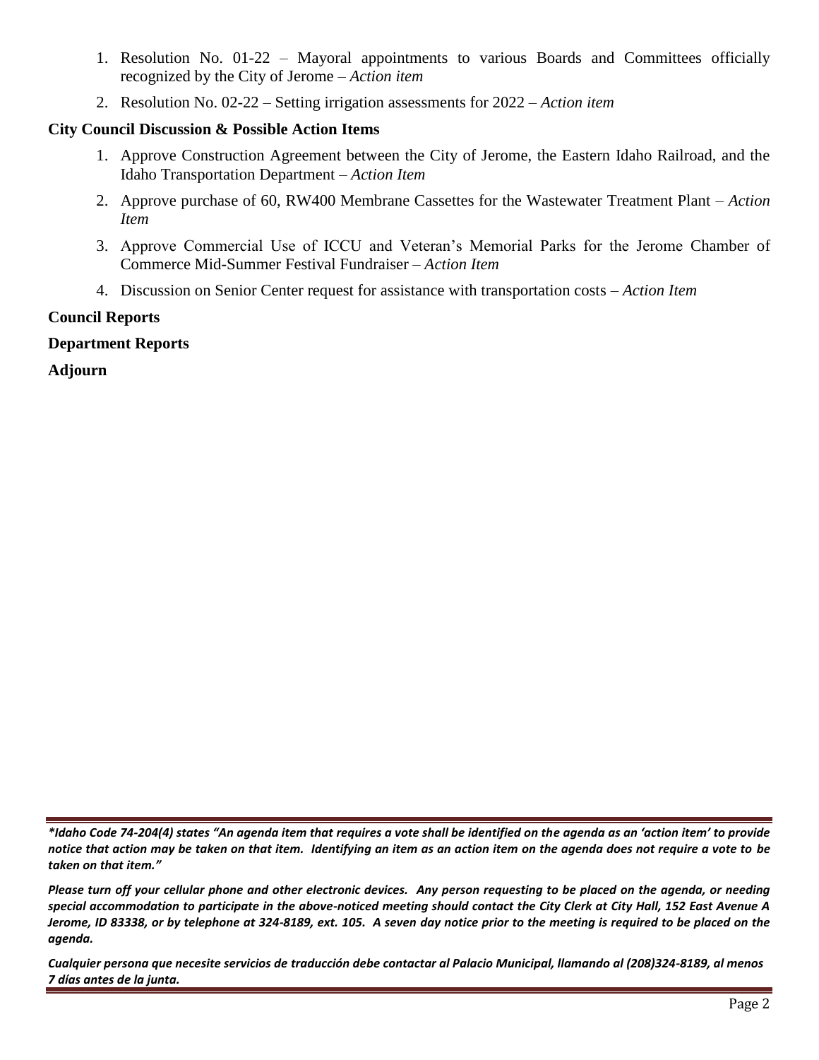1. Resolution No. 01-22 – Mayoral appointments to various Boards and Committees officially recognized by the City of Jerome – *Action item*
2. Resolution No. 02-22 – Setting irrigation assessments for 2022 – *Action item*

**City Council Discussion & Possible Action Items**

1. Approve Construction Agreement between the City of Jerome, the Eastern Idaho Railroad, and the Idaho Transportation Department – *Action Item*
2. Approve purchase of 60, RW400 Membrane Cassettes for the Wastewater Treatment Plant – *Action Item*
3. Approve Commercial Use of ICCU and Veteran's Memorial Parks for the Jerome Chamber of Commerce Mid-Summer Festival Fundraiser – *Action Item*
4. Discussion on Senior Center request for assistance with transportation costs – *Action Item*

**Council Reports**

**Department Reports**

**Adjourn**

***Idaho Code 74-204(4) states "An agenda item that requires a vote shall be identified on the agenda as an 'action item' to provide notice that action may be taken on that item. Identifying an item as an action item on the agenda does not require a vote to be taken on that item."***

***Please turn off your cellular phone and other electronic devices. Any person requesting to be placed on the agenda, or needing special accommodation to participate in the above-noticed meeting should contact the City Clerk at City Hall, 152 East Avenue A Jerome, ID 83338, or by telephone at 324-8189, ext. 105. A seven day notice prior to the meeting is required to be placed on the agenda.***

***Cualquier persona que necesite servicios de traducción debe contactar al Palacio Municipal, llamando al (208)324-8189, al menos 7 días antes de la junta.***